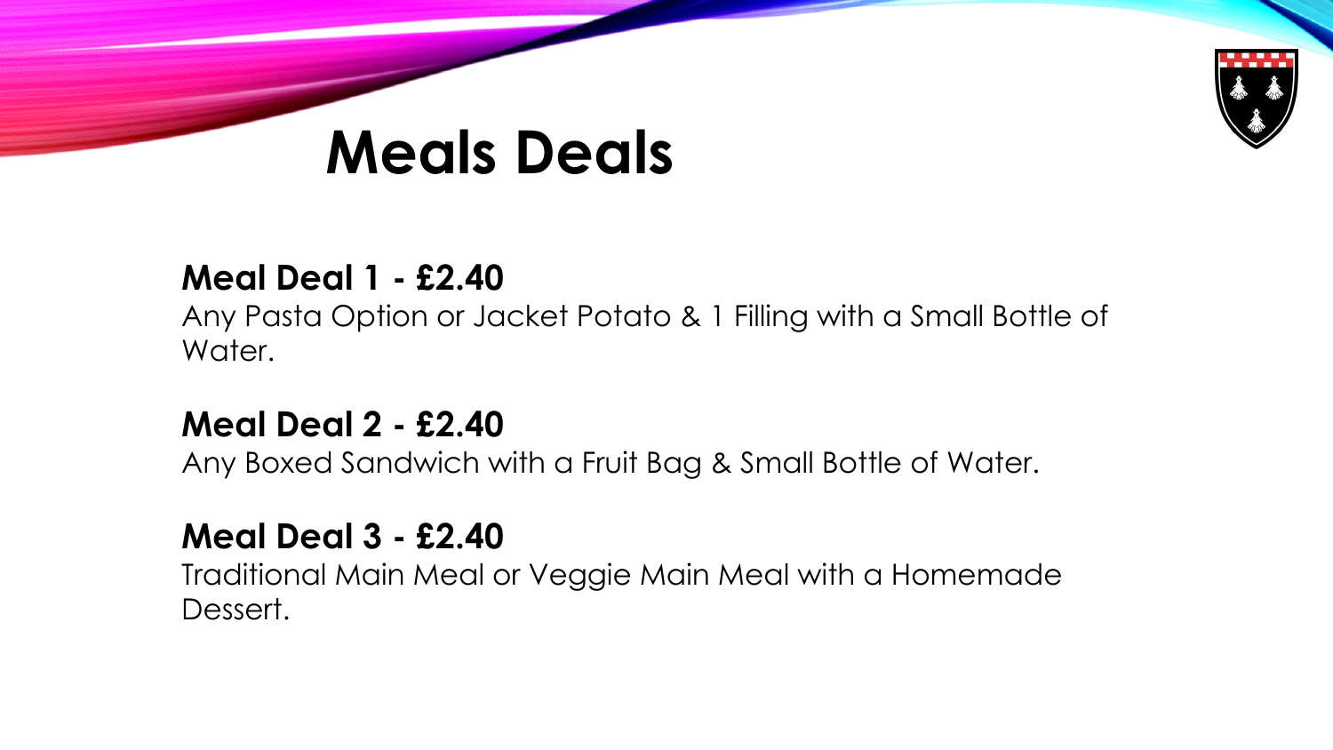# Meals Deals

**Meal Deal 1 - £2.40**
Any Pasta Option or Jacket Potato & 1 Filling with a Small Bottle of Water.

**Meal Deal 2 - £2.40**
Any Boxed Sandwich with a Fruit Bag & Small Bottle of Water.

**Meal Deal 3 - £2.40**
Traditional Main Meal or Veggie Main Meal with a Homemade Dessert.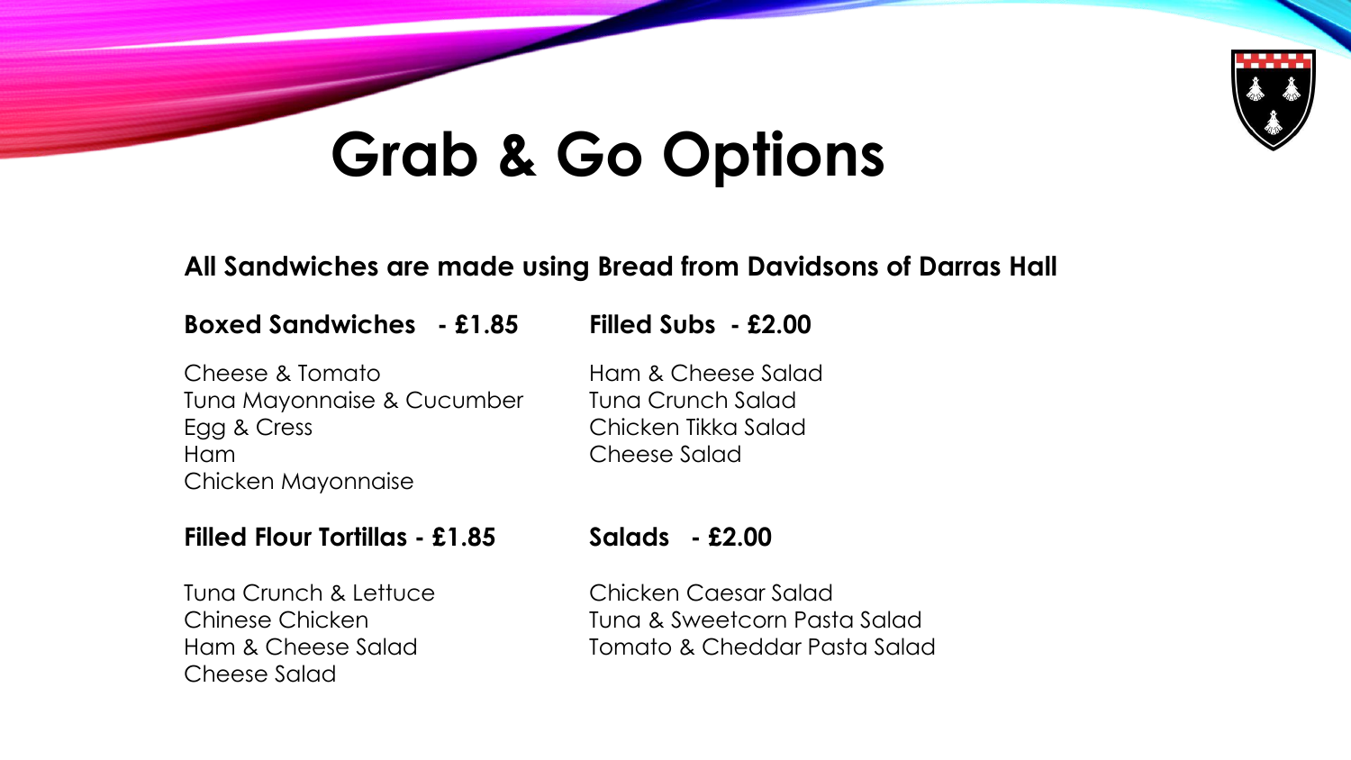# Grab & Go Options

**All Sandwiches are made using Bread from Davidsons of Darras Hall**

**Boxed Sandwiches - £1.85**

Cheese & Tomato
Tuna Mayonnaise & Cucumber
Egg & Cress
Ham
Chicken Mayonnaise

**Filled Subs - £2.00**

Ham & Cheese Salad
Tuna Crunch Salad
Chicken Tikka Salad
Cheese Salad

**Filled Flour Tortillas - £1.85**

Tuna Crunch & Lettuce
Chinese Chicken
Ham & Cheese Salad
Cheese Salad

**Salads - £2.00**

Chicken Caesar Salad
Tuna & Sweetcorn Pasta Salad
Tomato & Cheddar Pasta Salad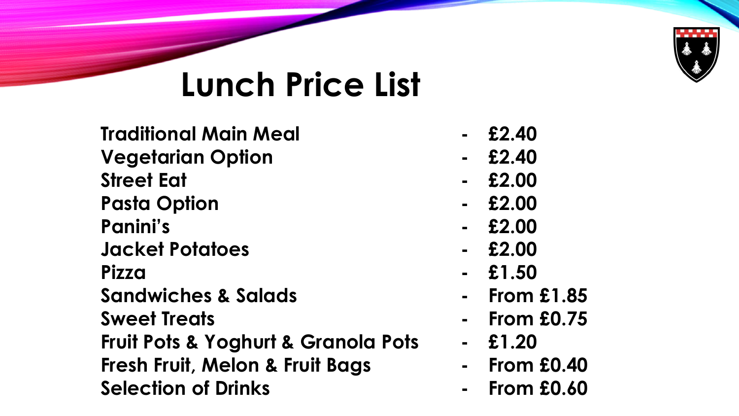# Lunch Price List

**Traditional Main Meal - £2.40**
**Vegetarian Option - £2.40**
**Street Eat - £2.00**
**Pasta Option - £2.00**
**Panini's - £2.00**
**Jacket Potatoes - £2.00**
**Pizza - £1.50**
**Sandwiches & Salads - From £1.85**
**Sweet Treats - From £0.75**
**Fruit Pots & Yoghurt & Granola Pots - £1.20**
**Fresh Fruit, Melon & Fruit Bags - From £0.40**
**Selection of Drinks - From £0.60**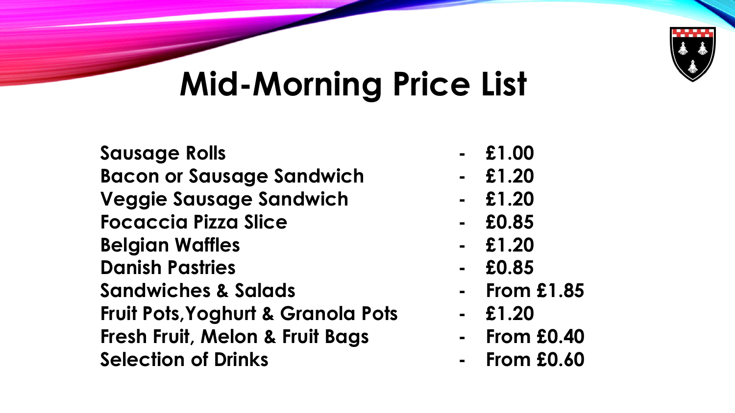# Mid-Morning Price List

| Item | | Price |
| --- | --- | --- |
| **Sausage Rolls** | - | **£1.00** |
| **Bacon or Sausage Sandwich** | - | **£1.20** |
| **Veggie Sausage Sandwich** | - | **£1.20** |
| **Focaccia Pizza Slice** | - | **£0.85** |
| **Belgian Waffles** | - | **£1.20** |
| **Danish Pastries** | - | **£0.85** |
| **Sandwiches & Salads** | - | **From £1.85** |
| **Fruit Pots,Yoghurt & Granola Pots** | - | **£1.20** |
| **Fresh Fruit, Melon & Fruit Bags** | - | **From £0.40** |
| **Selection of Drinks** | - | **From £0.60** |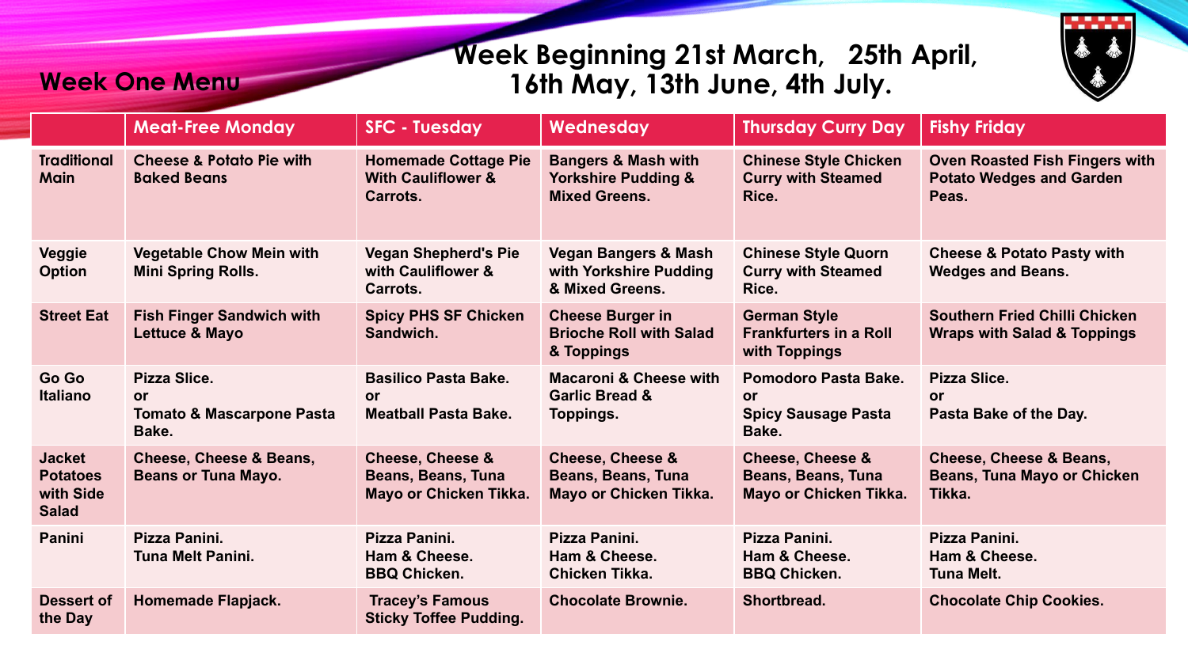## Week One Menu

## Week Beginning 21st March, 25th April, 16th May, 13th June, 4th July.

| | Meat-Free Monday | SFC - Tuesday | Wednesday | Thursday Curry Day | Fishy Friday |
|---|---|---|---|---|---|
| **Traditional Main** | Cheese & Potato Pie with Baked Beans | Homemade Cottage Pie With Cauliflower & Carrots. | Bangers & Mash with Yorkshire Pudding & Mixed Greens. | Chinese Style Chicken Curry with Steamed Rice. | Oven Roasted Fish Fingers with Potato Wedges and Garden Peas. |
| **Veggie Option** | Vegetable Chow Mein with Mini Spring Rolls. | Vegan Shepherd's Pie with Cauliflower & Carrots. | Vegan Bangers & Mash with Yorkshire Pudding & Mixed Greens. | Chinese Style Quorn Curry with Steamed Rice. | Cheese & Potato Pasty with Wedges and Beans. |
| **Street Eat** | Fish Finger Sandwich with Lettuce & Mayo | Spicy PHS SF Chicken Sandwich. | Cheese Burger in Brioche Roll with Salad & Toppings | German Style Frankfurters in a Roll with Toppings | Southern Fried Chilli Chicken Wraps with Salad & Toppings |
| **Go Go Italiano** | Pizza Slice.<br>or<br>Tomato & Mascarpone Pasta Bake. | Basilico Pasta Bake.<br>or<br>Meatball Pasta Bake. | Macaroni & Cheese with Garlic Bread & Toppings. | Pomodoro Pasta Bake.<br>or<br>Spicy Sausage Pasta Bake. | Pizza Slice.<br>or<br>Pasta Bake of the Day. |
| **Jacket Potatoes with Side Salad** | Cheese, Cheese & Beans, Beans or Tuna Mayo. | Cheese, Cheese & Beans, Beans, Tuna Mayo or Chicken Tikka. | Cheese, Cheese & Beans, Beans, Tuna Mayo or Chicken Tikka. | Cheese, Cheese & Beans, Beans, Tuna Mayo or Chicken Tikka. | Cheese, Cheese & Beans, Beans, Tuna Mayo or Chicken Tikka. |
| **Panini** | Pizza Panini.<br>Tuna Melt Panini. | Pizza Panini.<br>Ham & Cheese.<br>BBQ Chicken. | Pizza Panini.<br>Ham & Cheese.<br>Chicken Tikka. | Pizza Panini.<br>Ham & Cheese.<br>BBQ Chicken. | Pizza Panini.<br>Ham & Cheese.<br>Tuna Melt. |
| **Dessert of the Day** | Homemade Flapjack. | Tracey's Famous Sticky Toffee Pudding. | Chocolate Brownie. | Shortbread. | Chocolate Chip Cookies. |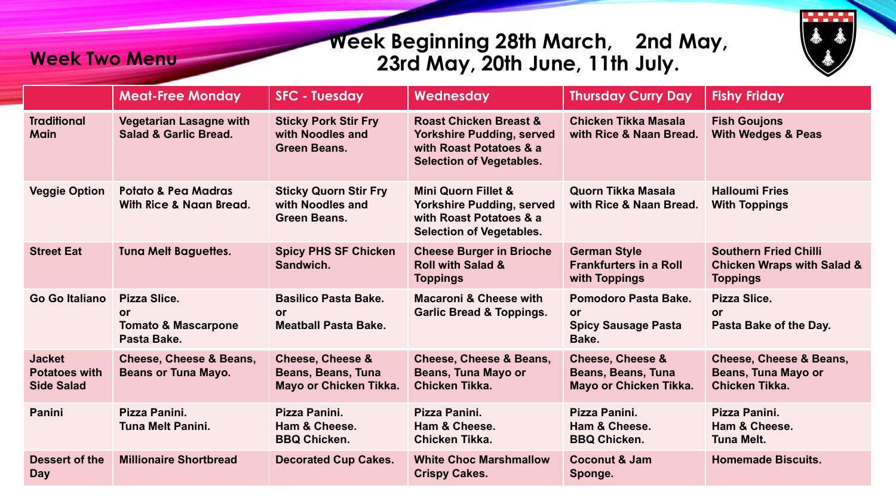## Week Two Menu

## Week Beginning 28th March, 2nd May, 23rd May, 20th June, 11th July.

| | Meat-Free Monday | SFC - Tuesday | Wednesday | Thursday Curry Day | Fishy Friday |
|---|---|---|---|---|---|
| **Traditional Main** | Vegetarian Lasagne with Salad & Garlic Bread. | Sticky Pork Stir Fry with Noodles and Green Beans. | Roast Chicken Breast & Yorkshire Pudding, served with Roast Potatoes & a Selection of Vegetables. | Chicken Tikka Masala with Rice & Naan Bread. | Fish Goujons With Wedges & Peas |
| **Veggie Option** | Potato & Pea Madras With Rice & Naan Bread. | Sticky Quorn Stir Fry with Noodles and Green Beans. | Mini Quorn Fillet & Yorkshire Pudding, served with Roast Potatoes & a Selection of Vegetables. | Quorn Tikka Masala with Rice & Naan Bread. | Halloumi Fries With Toppings |
| **Street Eat** | Tuna Melt Baguettes. | Spicy PHS SF Chicken Sandwich. | Cheese Burger in Brioche Roll with Salad & Toppings | German Style Frankfurters in a Roll with Toppings | Southern Fried Chilli Chicken Wraps with Salad & Toppings |
| **Go Go Italiano** | Pizza Slice.<br>or<br>Tomato & Mascarpone Pasta Bake. | Basilico Pasta Bake.<br>or<br>Meatball Pasta Bake. | Macaroni & Cheese with Garlic Bread & Toppings. | Pomodoro Pasta Bake.<br>or<br>Spicy Sausage Pasta Bake. | Pizza Slice.<br>or<br>Pasta Bake of the Day. |
| **Jacket Potatoes with Side Salad** | Cheese, Cheese & Beans, Beans or Tuna Mayo. | Cheese, Cheese & Beans, Beans, Tuna Mayo or Chicken Tikka. | Cheese, Cheese & Beans, Beans, Tuna Mayo or Chicken Tikka. | Cheese, Cheese & Beans, Beans, Tuna Mayo or Chicken Tikka. | Cheese, Cheese & Beans, Beans, Tuna Mayo or Chicken Tikka. |
| **Panini** | Pizza Panini.<br>Tuna Melt Panini. | Pizza Panini.<br>Ham & Cheese.<br>BBQ Chicken. | Pizza Panini.<br>Ham & Cheese.<br>Chicken Tikka. | Pizza Panini.<br>Ham & Cheese.<br>BBQ Chicken. | Pizza Panini.<br>Ham & Cheese.<br>Tuna Melt. |
| **Dessert of the Day** | Millionaire Shortbread | Decorated Cup Cakes. | White Choc Marshmallow Crispy Cakes. | Coconut & Jam Sponge. | Homemade Biscuits. |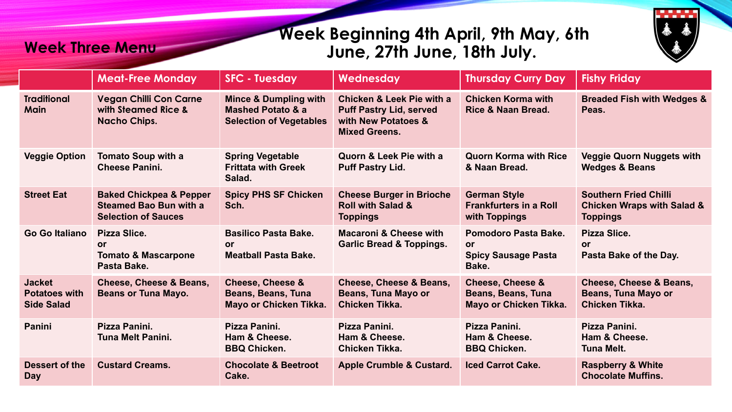## Week Three Menu

# Week Beginning 4th April, 9th May, 6th June, 27th June, 18th July.

| | Meat-Free Monday | SFC - Tuesday | Wednesday | Thursday Curry Day | Fishy Friday |
|---|---|---|---|---|---|
| Traditional Main | Vegan Chilli Con Carne with Steamed Rice & Nacho Chips. | Mince & Dumpling with Mashed Potato & a Selection of Vegetables | Chicken & Leek Pie with a Puff Pastry Lid, served with New Potatoes & Mixed Greens. | Chicken Korma with Rice & Naan Bread. | Breaded Fish with Wedges & Peas. |
| Veggie Option | Tomato Soup with a Cheese Panini. | Spring Vegetable Frittata with Greek Salad. | Quorn & Leek Pie with a Puff Pastry Lid. | Quorn Korma with Rice & Naan Bread. | Veggie Quorn Nuggets with Wedges & Beans |
| Street Eat | Baked Chickpea & Pepper Steamed Bao Bun with a Selection of Sauces | Spicy PHS SF Chicken Sch. | Cheese Burger in Brioche Roll with Salad & Toppings | German Style Frankfurters in a Roll with Toppings | Southern Fried Chilli Chicken Wraps with Salad & Toppings |
| Go Go Italiano | Pizza Slice.<br>or<br>Tomato & Mascarpone Pasta Bake. | Basilico Pasta Bake.<br>or<br>Meatball Pasta Bake. | Macaroni & Cheese with Garlic Bread & Toppings. | Pomodoro Pasta Bake.<br>or<br>Spicy Sausage Pasta Bake. | Pizza Slice.<br>or<br>Pasta Bake of the Day. |
| Jacket Potatoes with Side Salad | Cheese, Cheese & Beans, Beans or Tuna Mayo. | Cheese, Cheese & Beans, Beans, Tuna Mayo or Chicken Tikka. | Cheese, Cheese & Beans, Beans, Tuna Mayo or Chicken Tikka. | Cheese, Cheese & Beans, Beans, Tuna Mayo or Chicken Tikka. | Cheese, Cheese & Beans, Beans, Tuna Mayo or Chicken Tikka. |
| Panini | Pizza Panini.<br>Tuna Melt Panini. | Pizza Panini.<br>Ham & Cheese.<br>BBQ Chicken. | Pizza Panini.<br>Ham & Cheese.<br>Chicken Tikka. | Pizza Panini.<br>Ham & Cheese.<br>BBQ Chicken. | Pizza Panini.<br>Ham & Cheese.<br>Tuna Melt. |
| Dessert of the Day | Custard Creams. | Chocolate & Beetroot Cake. | Apple Crumble & Custard. | Iced Carrot Cake. | Raspberry & White Chocolate Muffins. |